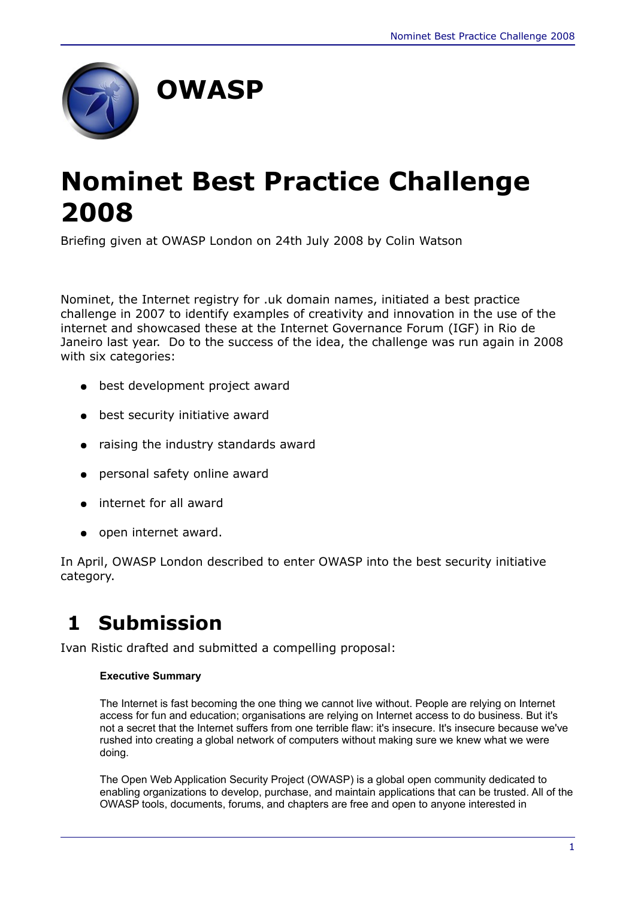# OWASP

# Nominet Best Practice Challenge 2008

Briefing given at OWASP London on 24th July 2008 by Colin Watson

Nominet, the Internet registry for .uk domain names, initiated a best practice challenge in 2007 to identify examples of creativity and innovation in the use of the internet and showcased these at the Internet Governance Forum (IGF) in Rio de Janeiro last year. Do to the success of the idea, the challenge was run again in 2008 with six categories:

- best development project award
- best security initiative award
- raising the industry standards award
- personal safety online award
- internet for all award
- open internet award.

In April, OWASP London described to enter OWASP into the best security initiative category.

## 1 Submission

Ivan Ristic drafted and submitted a compelling proposal:

> **Executive Summary**
>
> The Internet is fast becoming the one thing we cannot live without. People are relying on Internet access for fun and education; organisations are relying on Internet access to do business. But it's not a secret that the Internet suffers from one terrible flaw: it's insecure. It's insecure because we've rushed into creating a global network of computers without making sure we knew what we were doing.
>
> The Open Web Application Security Project (OWASP) is a global open community dedicated to enabling organizations to develop, purchase, and maintain applications that can be trusted. All of the OWASP tools, documents, forums, and chapters are free and open to anyone interested in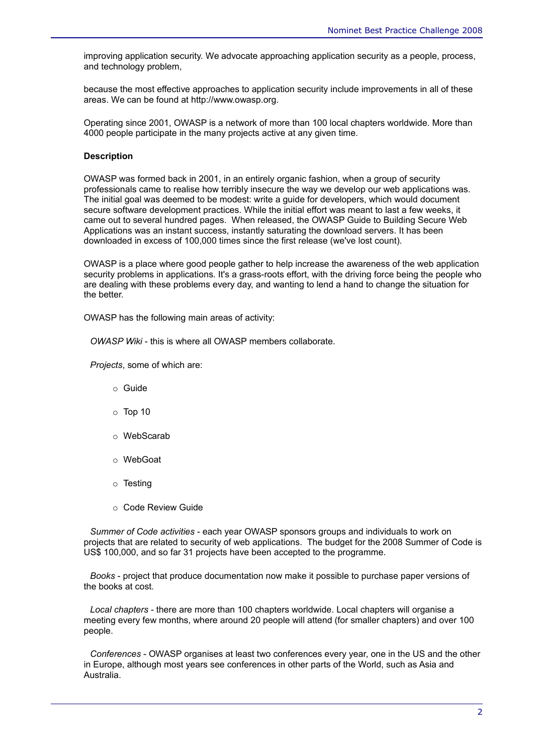improving application security. We advocate approaching application security as a people, process, and technology problem,

because the most effective approaches to application security include improvements in all of these areas. We can be found at http://www.owasp.org.

Operating since 2001, OWASP is a network of more than 100 local chapters worldwide. More than 4000 people participate in the many projects active at any given time.

**Description**

OWASP was formed back in 2001, in an entirely organic fashion, when a group of security professionals came to realise how terribly insecure the way we develop our web applications was. The initial goal was deemed to be modest: write a guide for developers, which would document secure software development practices. While the initial effort was meant to last a few weeks, it came out to several hundred pages. When released, the OWASP Guide to Building Secure Web Applications was an instant success, instantly saturating the download servers. It has been downloaded in excess of 100,000 times since the first release (we've lost count).

OWASP is a place where good people gather to help increase the awareness of the web application security problems in applications. It's a grass-roots effort, with the driving force being the people who are dealing with these problems every day, and wanting to lend a hand to change the situation for the better.

OWASP has the following main areas of activity:

*OWASP Wiki* - this is where all OWASP members collaborate.

*Projects*, some of which are:

- Guide
- Top 10
- WebScarab
- WebGoat
- Testing
- Code Review Guide

*Summer of Code activities* - each year OWASP sponsors groups and individuals to work on projects that are related to security of web applications. The budget for the 2008 Summer of Code is US$ 100,000, and so far 31 projects have been accepted to the programme.

*Books* - project that produce documentation now make it possible to purchase paper versions of the books at cost.

*Local chapters* - there are more than 100 chapters worldwide. Local chapters will organise a meeting every few months, where around 20 people will attend (for smaller chapters) and over 100 people.

*Conferences* - OWASP organises at least two conferences every year, one in the US and the other in Europe, although most years see conferences in other parts of the World, such as Asia and Australia.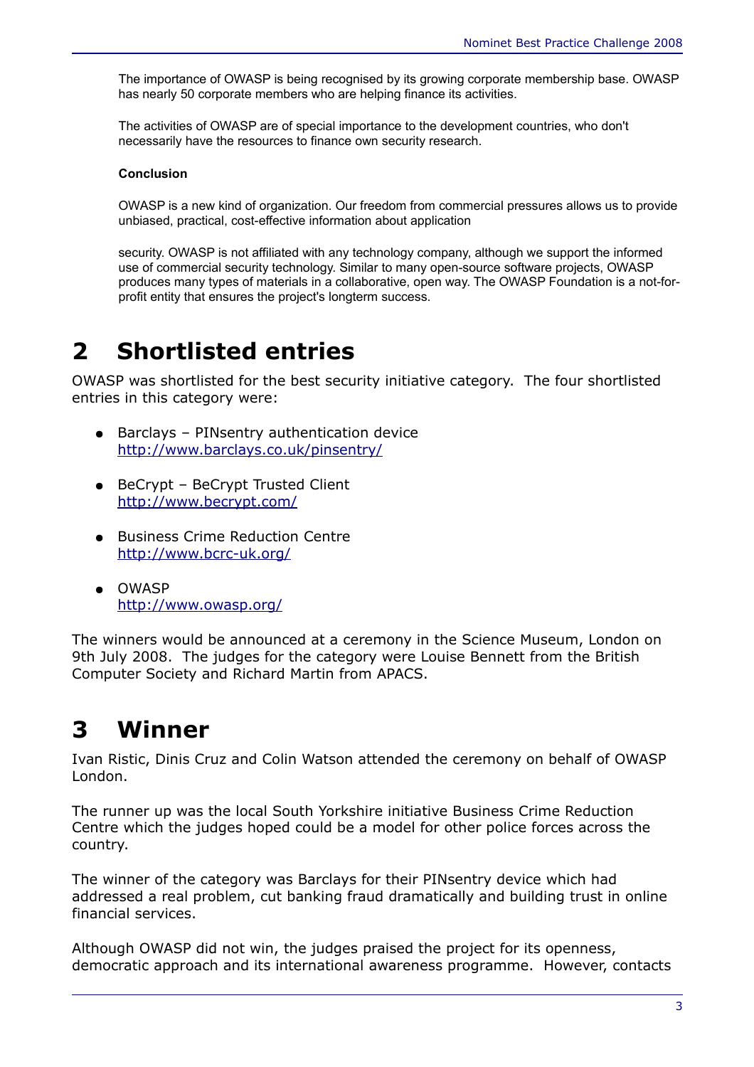The importance of OWASP is being recognised by its growing corporate membership base. OWASP has nearly 50 corporate members who are helping finance its activities.

The activities of OWASP are of special importance to the development countries, who don't necessarily have the resources to finance own security research.

**Conclusion**

OWASP is a new kind of organization. Our freedom from commercial pressures allows us to provide unbiased, practical, cost-effective information about application

security. OWASP is not affiliated with any technology company, although we support the informed use of commercial security technology. Similar to many open-source software projects, OWASP produces many types of materials in a collaborative, open way. The OWASP Foundation is a not-for-profit entity that ensures the project's longterm success.

# 2 Shortlisted entries

OWASP was shortlisted for the best security initiative category. The four shortlisted entries in this category were:

- Barclays – PINsentry authentication device
  http://www.barclays.co.uk/pinsentry/

- BeCrypt – BeCrypt Trusted Client
  http://www.becrypt.com/

- Business Crime Reduction Centre
  http://www.bcrc-uk.org/

- OWASP
  http://www.owasp.org/

The winners would be announced at a ceremony in the Science Museum, London on 9th July 2008. The judges for the category were Louise Bennett from the British Computer Society and Richard Martin from APACS.

# 3 Winner

Ivan Ristic, Dinis Cruz and Colin Watson attended the ceremony on behalf of OWASP London.

The runner up was the local South Yorkshire initiative Business Crime Reduction Centre which the judges hoped could be a model for other police forces across the country.

The winner of the category was Barclays for their PINsentry device which had addressed a real problem, cut banking fraud dramatically and building trust in online financial services.

Although OWASP did not win, the judges praised the project for its openness, democratic approach and its international awareness programme. However, contacts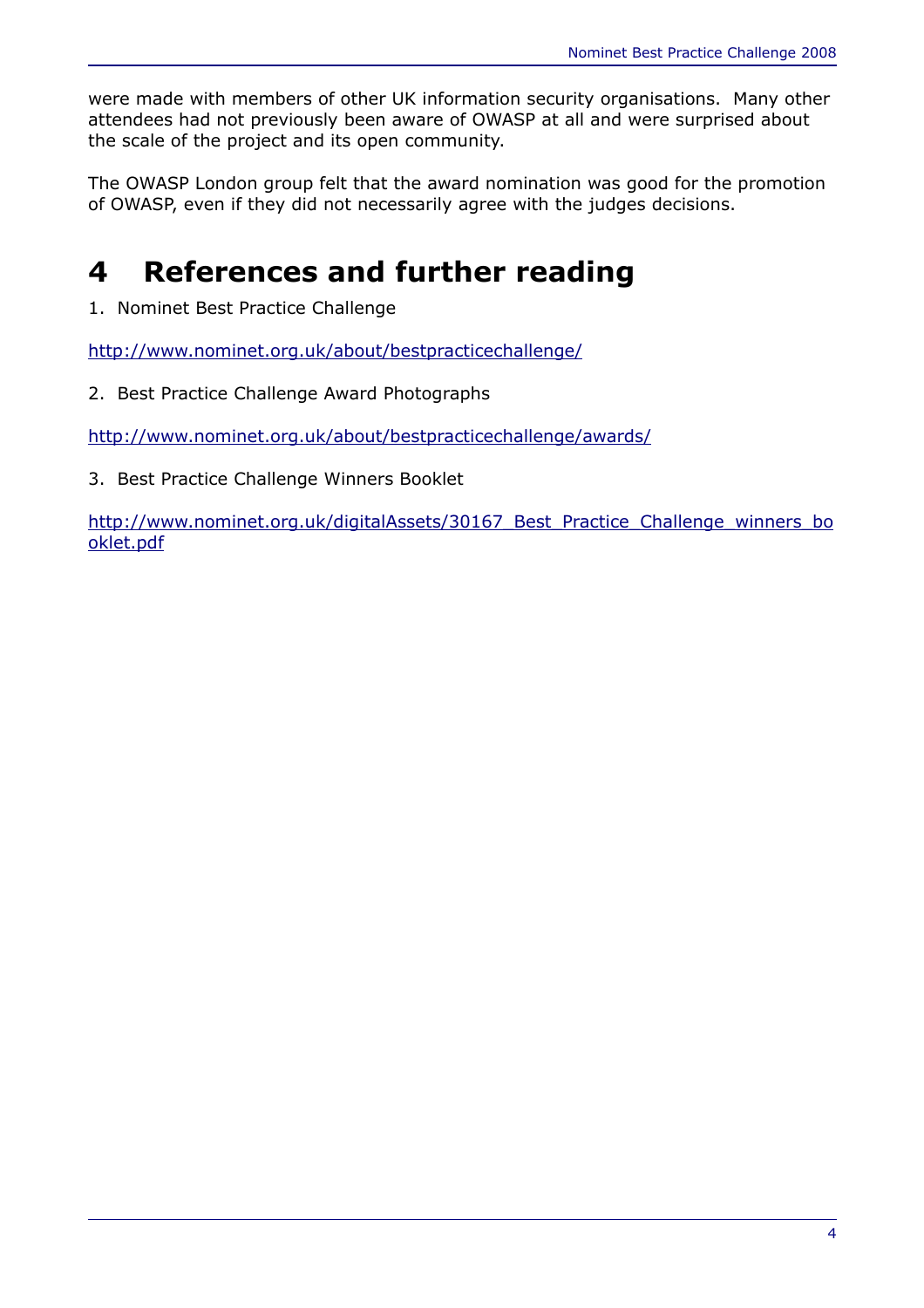were made with members of other UK information security organisations. Many other attendees had not previously been aware of OWASP at all and were surprised about the scale of the project and its open community.

The OWASP London group felt that the award nomination was good for the promotion of OWASP, even if they did not necessarily agree with the judges decisions.

# 4 References and further reading

1. Nominet Best Practice Challenge

http://www.nominet.org.uk/about/bestpracticechallenge/

2. Best Practice Challenge Award Photographs

http://www.nominet.org.uk/about/bestpracticechallenge/awards/

3. Best Practice Challenge Winners Booklet

http://www.nominet.org.uk/digitalAssets/30167_Best_Practice_Challenge_winners_booklet.pdf